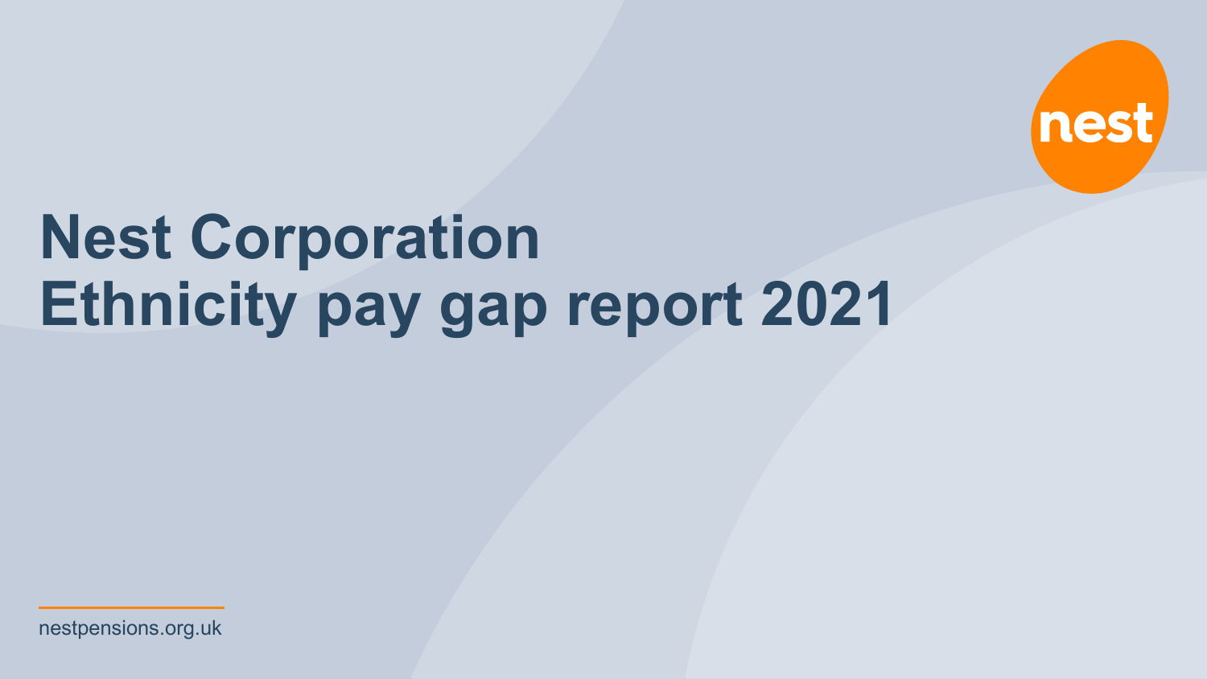# Nest Corporation
# Ethnicity pay gap report 2021

nestpensions.org.uk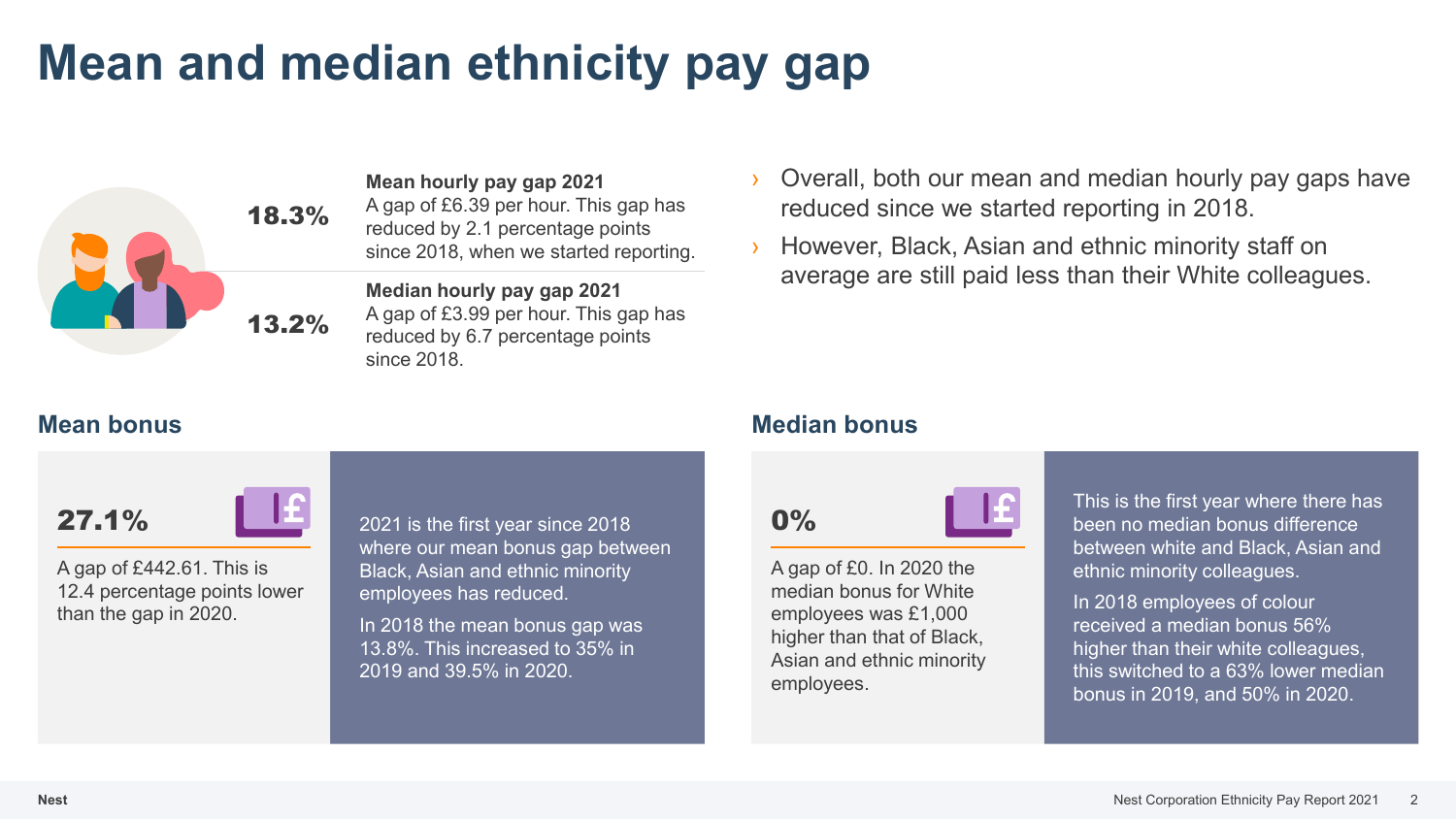# Mean and median ethnicity pay gap

**18.3%**

**Mean hourly pay gap 2021**
A gap of £6.39 per hour. This gap has reduced by 2.1 percentage points since 2018, when we started reporting.

**13.2%**

**Median hourly pay gap 2021**
A gap of £3.99 per hour. This gap has reduced by 6.7 percentage points since 2018.

- Overall, both our mean and median hourly pay gaps have reduced since we started reporting in 2018.
- However, Black, Asian and ethnic minority staff on average are still paid less than their White colleagues.

## Mean bonus

**27.1%**

A gap of £442.61. This is 12.4 percentage points lower than the gap in 2020.

2021 is the first year since 2018 where our mean bonus gap between Black, Asian and ethnic minority employees has reduced.

In 2018 the mean bonus gap was 13.8%. This increased to 35% in 2019 and 39.5% in 2020.

## Median bonus

**0%**

A gap of £0. In 2020 the median bonus for White employees was £1,000 higher than that of Black, Asian and ethnic minority employees.

This is the first year where there has been no median bonus difference between white and Black, Asian and ethnic minority colleagues.

In 2018 employees of colour received a median bonus 56% higher than their white colleagues, this switched to a 63% lower median bonus in 2019, and 50% in 2020.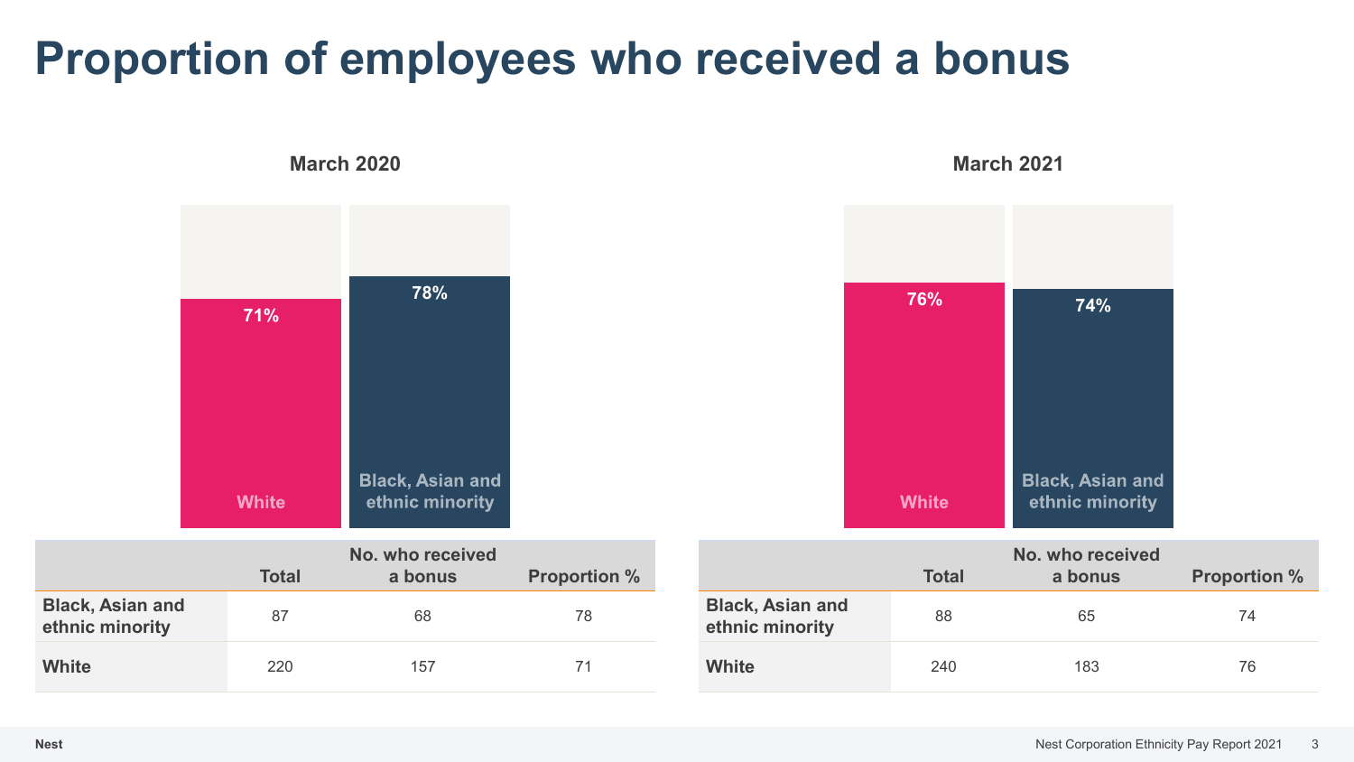# Proportion of employees who received a bonus

## March 2020

| | White | Black, Asian and ethnic minority |
|---|---|---|
| | 71% | 78% |

| | Total | No. who received a bonus | Proportion % |
|---|---|---|---|
| **Black, Asian and ethnic minority** | 87 | 68 | 78 |
| **White** | 220 | 157 | 71 |

## March 2021

| | White | Black, Asian and ethnic minority |
|---|---|---|
| | 76% | 74% |

| | Total | No. who received a bonus | Proportion % |
|---|---|---|---|
| **Black, Asian and ethnic minority** | 88 | 65 | 74 |
| **White** | 240 | 183 | 76 |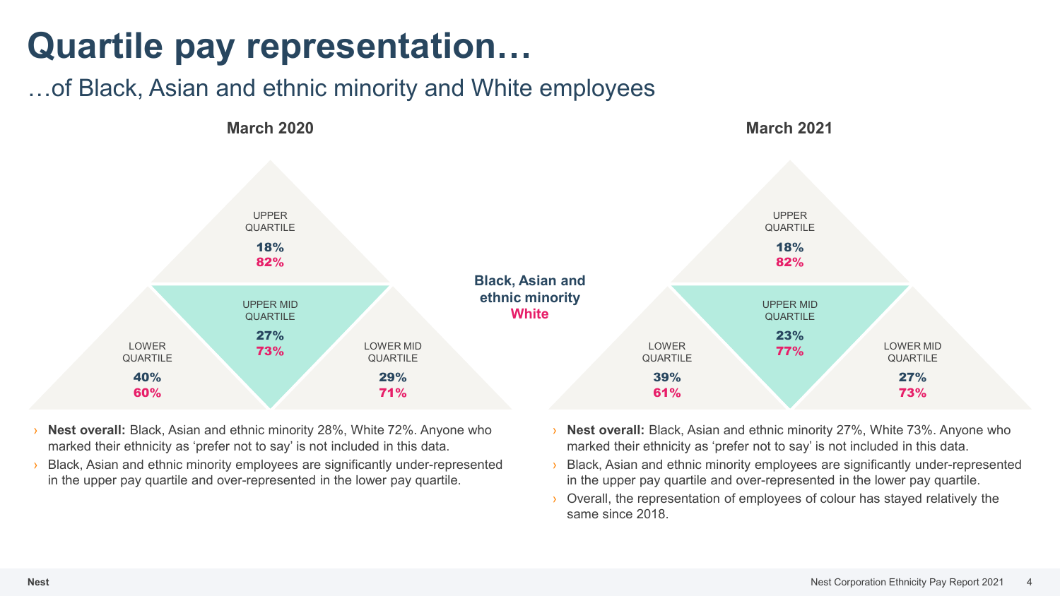# Quartile pay representation…

## …of Black, Asian and ethnic minority and White employees

Black, Asian and ethnic minority
White

### March 2020

| Quartile | Black, Asian and ethnic minority | White |
| --- | --- | --- |
| UPPER QUARTILE | 18% | 82% |
| UPPER MID QUARTILE | 27% | 73% |
| LOWER MID QUARTILE | 29% | 71% |
| LOWER QUARTILE | 40% | 60% |

- **Nest overall:** Black, Asian and ethnic minority 28%, White 72%. Anyone who marked their ethnicity as 'prefer not to say' is not included in this data.
- Black, Asian and ethnic minority employees are significantly under-represented in the upper pay quartile and over-represented in the lower pay quartile.

### March 2021

| Quartile | Black, Asian and ethnic minority | White |
| --- | --- | --- |
| UPPER QUARTILE | 18% | 82% |
| UPPER MID QUARTILE | 23% | 77% |
| LOWER MID QUARTILE | 27% | 73% |
| LOWER QUARTILE | 39% | 61% |

- **Nest overall:** Black, Asian and ethnic minority 27%, White 73%. Anyone who marked their ethnicity as 'prefer not to say' is not included in this data.
- Black, Asian and ethnic minority employees are significantly under-represented in the upper pay quartile and over-represented in the lower pay quartile.
- Overall, the representation of employees of colour has stayed relatively the same since 2018.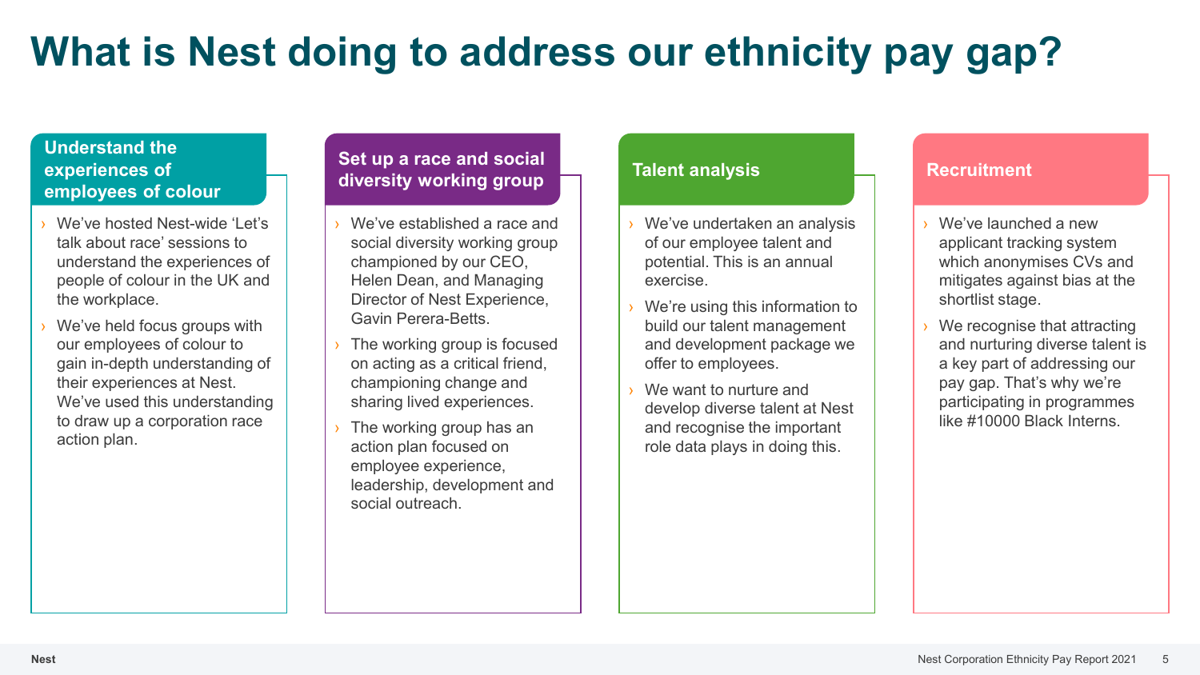# What is Nest doing to address our ethnicity pay gap?

## Understand the experiences of employees of colour

- We've hosted Nest-wide 'Let's talk about race' sessions to understand the experiences of people of colour in the UK and the workplace.
- We've held focus groups with our employees of colour to gain in-depth understanding of their experiences at Nest. We've used this understanding to draw up a corporation race action plan.

## Set up a race and social diversity working group

- We've established a race and social diversity working group championed by our CEO, Helen Dean, and Managing Director of Nest Experience, Gavin Perera-Betts.
- The working group is focused on acting as a critical friend, championing change and sharing lived experiences.
- The working group has an action plan focused on employee experience, leadership, development and social outreach.

## Talent analysis

- We've undertaken an analysis of our employee talent and potential. This is an annual exercise.
- We're using this information to build our talent management and development package we offer to employees.
- We want to nurture and develop diverse talent at Nest and recognise the important role data plays in doing this.

## Recruitment

- We've launched a new applicant tracking system which anonymises CVs and mitigates against bias at the shortlist stage.
- We recognise that attracting and nurturing diverse talent is a key part of addressing our pay gap. That's why we're participating in programmes like #10000 Black Interns.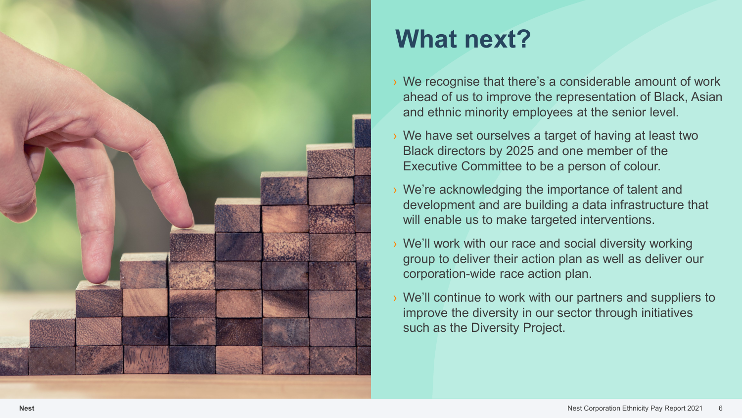# What next?

- We recognise that there's a considerable amount of work ahead of us to improve the representation of Black, Asian and ethnic minority employees at the senior level.
- We have set ourselves a target of having at least two Black directors by 2025 and one member of the Executive Committee to be a person of colour.
- We're acknowledging the importance of talent and development and are building a data infrastructure that will enable us to make targeted interventions.
- We'll work with our race and social diversity working group to deliver their action plan as well as deliver our corporation-wide race action plan.
- We'll continue to work with our partners and suppliers to improve the diversity in our sector through initiatives such as the Diversity Project.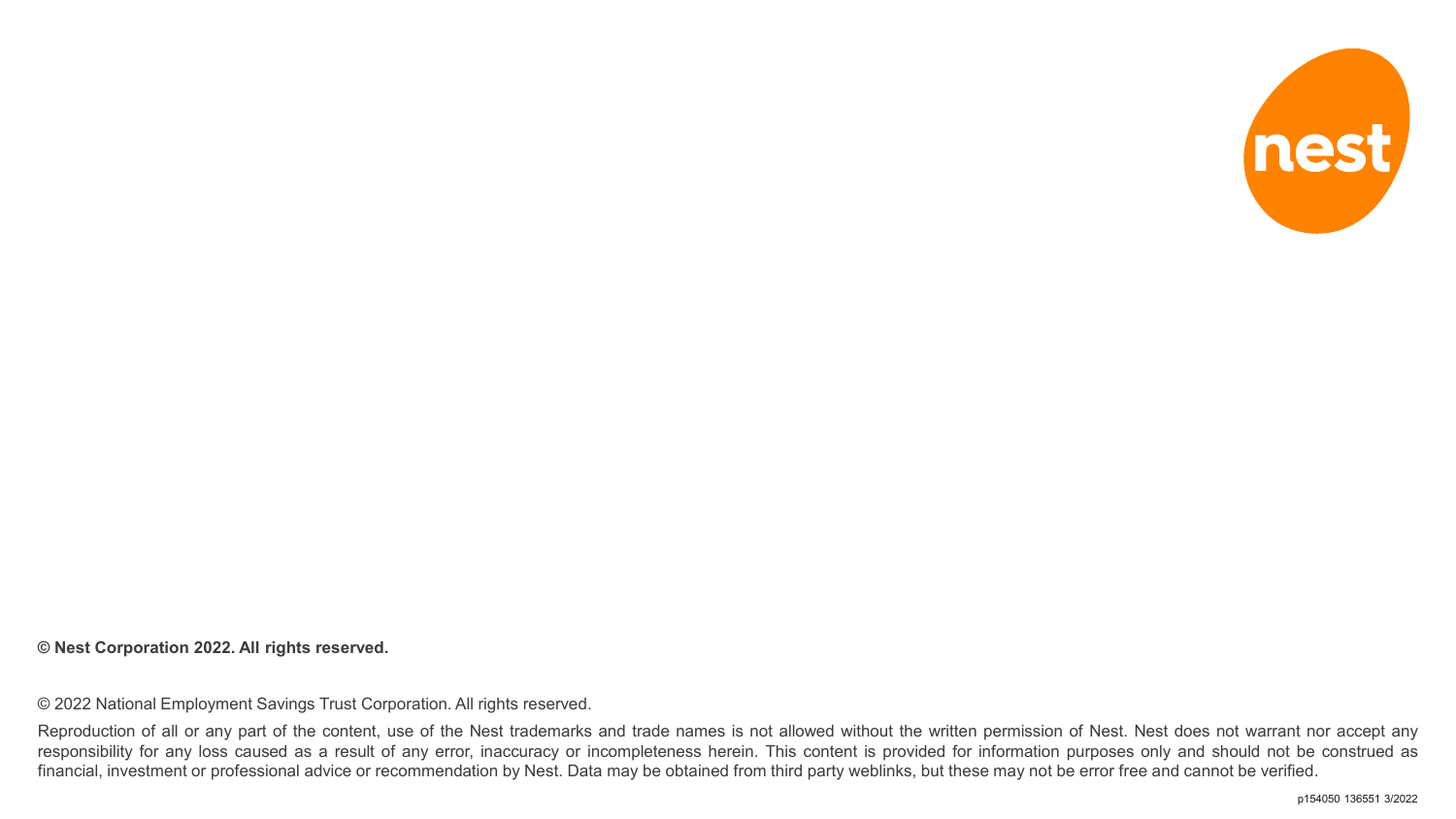**© Nest Corporation 2022. All rights reserved.**

© 2022 National Employment Savings Trust Corporation. All rights reserved.

Reproduction of all or any part of the content, use of the Nest trademarks and trade names is not allowed without the written permission of Nest. Nest does not warrant nor accept any responsibility for any loss caused as a result of any error, inaccuracy or incompleteness herein. This content is provided for information purposes only and should not be construed as financial, investment or professional advice or recommendation by Nest. Data may be obtained from third party weblinks, but these may not be error free and cannot be verified.

p154050 136551 3/2022